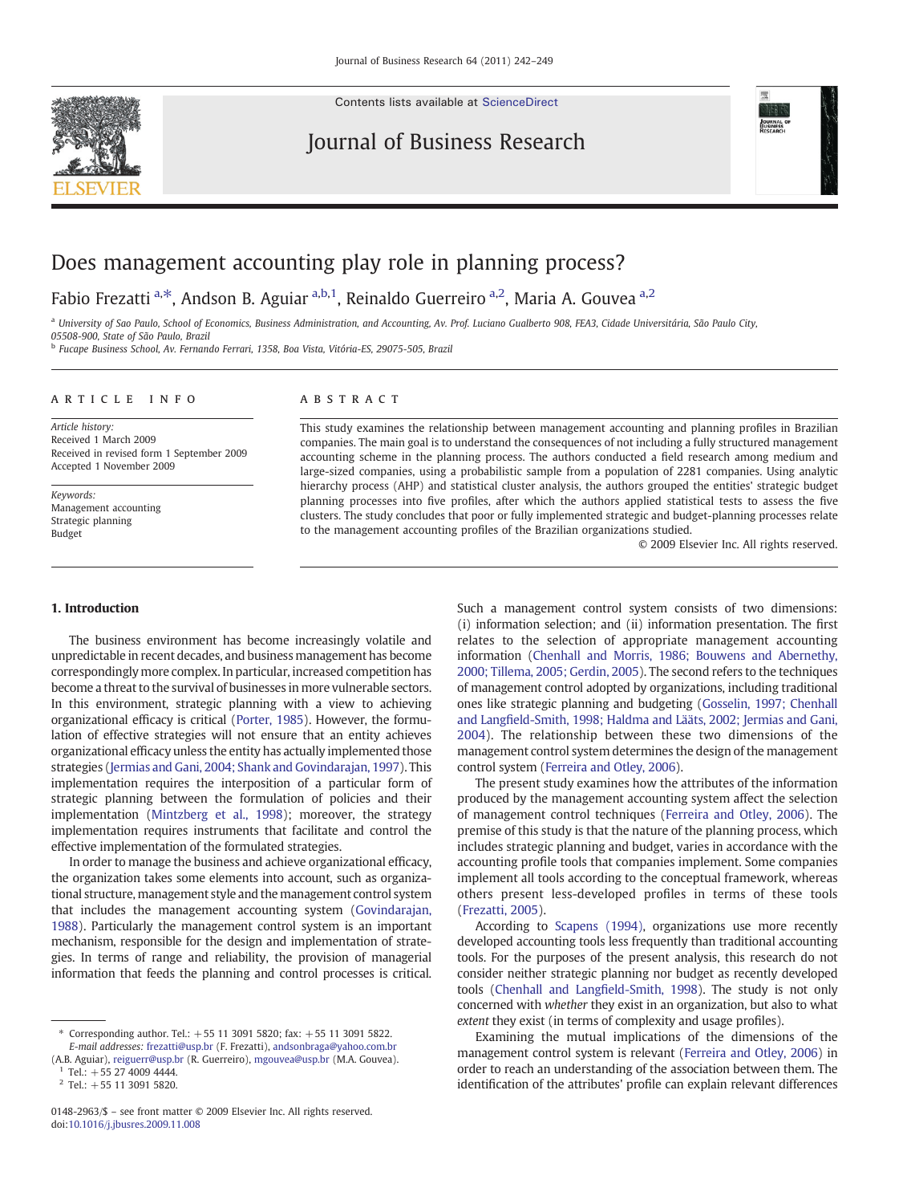# Does management accounting play role in planning process?

Fabio Frezatti [a,*], Andson B. Aguiar [a,b,1], Reinaldo Guerreiro [a,2], Maria A. Gouvea [a,2]

[a] University of Sao Paulo, School of Economics, Business Administration, and Accounting, Av. Prof. Luciano Gualberto 908, FEA3, Cidade Universitária, São Paulo City, 05508-900, State of São Paulo, Brazil

[b] Fucape Business School, Av. Fernando Ferrari, 1358, Boa Vista, Vitória-ES, 29075-505, Brazil

## ARTICLE INFO

*Article history:*
Received 1 March 2009
Received in revised form 1 September 2009
Accepted 1 November 2009

*Keywords:*
Management accounting
Strategic planning
Budget

## ABSTRACT

This study examines the relationship between management accounting and planning profiles in Brazilian companies. The main goal is to understand the consequences of not including a fully structured management accounting scheme in the planning process. The authors conducted a field research among medium and large-sized companies, using a probabilistic sample from a population of 2281 companies. Using analytic hierarchy process (AHP) and statistical cluster analysis, the authors grouped the entities' strategic budget planning processes into five profiles, after which the authors applied statistical tests to assess the five clusters. The study concludes that poor or fully implemented strategic and budget-planning processes relate to the management accounting profiles of the Brazilian organizations studied.

© 2009 Elsevier Inc. All rights reserved.

## 1. Introduction

The business environment has become increasingly volatile and unpredictable in recent decades, and business management has become correspondingly more complex. In particular, increased competition has become a threat to the survival of businesses in more vulnerable sectors. In this environment, strategic planning with a view to achieving organizational efficacy is critical (Porter, 1985). However, the formulation of effective strategies will not ensure that an entity achieves organizational efficacy unless the entity has actually implemented those strategies (Jermias and Gani, 2004; Shank and Govindarajan, 1997). This implementation requires the interposition of a particular form of strategic planning between the formulation of policies and their implementation (Mintzberg et al., 1998); moreover, the strategy implementation requires instruments that facilitate and control the effective implementation of the formulated strategies.

In order to manage the business and achieve organizational efficacy, the organization takes some elements into account, such as organizational structure, management style and the management control system that includes the management accounting system (Govindarajan, 1988). Particularly the management control system is an important mechanism, responsible for the design and implementation of strategies. In terms of range and reliability, the provision of managerial information that feeds the planning and control processes is critical. Such a management control system consists of two dimensions: (i) information selection; and (ii) information presentation. The first relates to the selection of appropriate management accounting information (Chenhall and Morris, 1986; Bouwens and Abernethy, 2000; Tillema, 2005; Gerdin, 2005). The second refers to the techniques of management control adopted by organizations, including traditional ones like strategic planning and budgeting (Gosselin, 1997; Chenhall and Langfield-Smith, 1998; Haldma and Lääts, 2002; Jermias and Gani, 2004). The relationship between these two dimensions of the management control system determines the design of the management control system (Ferreira and Otley, 2006).

The present study examines how the attributes of the information produced by the management accounting system affect the selection of management control techniques (Ferreira and Otley, 2006). The premise of this study is that the nature of the planning process, which includes strategic planning and budget, varies in accordance with the accounting profile tools that companies implement. Some companies implement all tools according to the conceptual framework, whereas others present less-developed profiles in terms of these tools (Frezatti, 2005).

According to Scapens (1994), organizations use more recently developed accounting tools less frequently than traditional accounting tools. For the purposes of the present analysis, this research do not consider neither strategic planning nor budget as recently developed tools (Chenhall and Langfield-Smith, 1998). The study is not only concerned with *whether* they exist in an organization, but also to what *extent* they exist (in terms of complexity and usage profiles).

Examining the mutual implications of the dimensions of the management control system is relevant (Ferreira and Otley, 2006) in order to reach an understanding of the association between them. The identification of the attributes' profile can explain relevant differences

---

* Corresponding author. Tel.: +55 11 3091 5820; fax: +55 11 3091 5822.
*E-mail addresses:* frezatti@usp.br (F. Frezatti), andsonbraga@yahoo.com.br (A.B. Aguiar), reiguerr@usp.br (R. Guerreiro), mgouvea@usp.br (M.A. Gouvea).

[1] Tel.: +55 27 4009 4444.

[2] Tel.: +55 11 3091 5820.

0148-2963/$ – see front matter © 2009 Elsevier Inc. All rights reserved.
doi:10.1016/j.jbusres.2009.11.008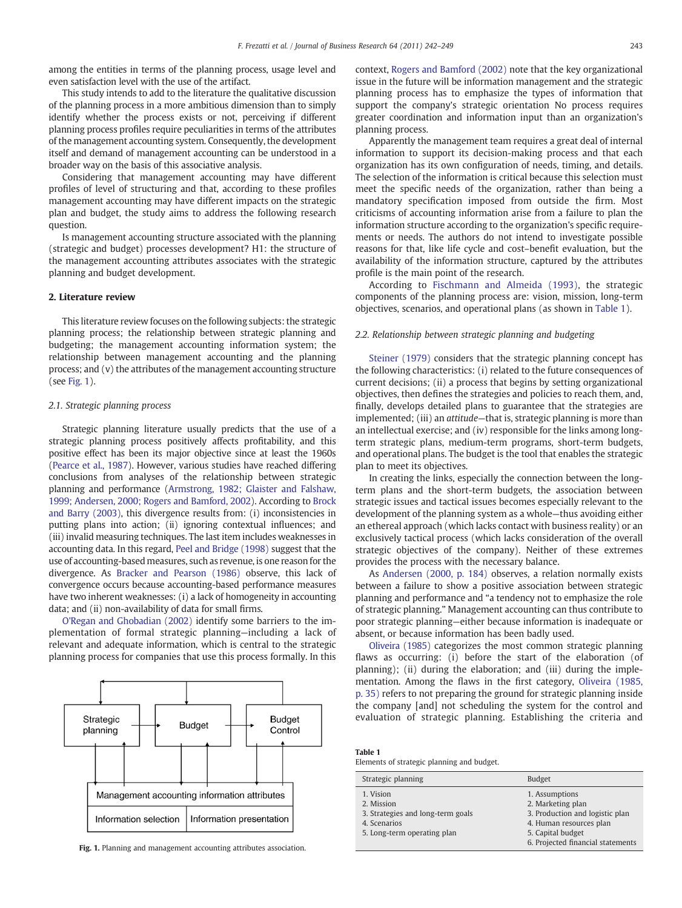among the entities in terms of the planning process, usage level and even satisfaction level with the use of the artifact.

This study intends to add to the literature the qualitative discussion of the planning process in a more ambitious dimension than to simply identify whether the process exists or not, perceiving if different planning process profiles require peculiarities in terms of the attributes of the management accounting system. Consequently, the development itself and demand of management accounting can be understood in a broader way on the basis of this associative analysis.

Considering that management accounting may have different profiles of level of structuring and that, according to these profiles management accounting may have different impacts on the strategic plan and budget, the study aims to address the following research question.

Is management accounting structure associated with the planning (strategic and budget) processes development? H1: the structure of the management accounting attributes associates with the strategic planning and budget development.

## 2. Literature review

This literature review focuses on the following subjects: the strategic planning process; the relationship between strategic planning and budgeting; the management accounting information system; the relationship between management accounting and the planning process; and (v) the attributes of the management accounting structure (see Fig. 1).

### 2.1. Strategic planning process

Strategic planning literature usually predicts that the use of a strategic planning process positively affects profitability, and this positive effect has been its major objective since at least the 1960s (Pearce et al., 1987). However, various studies have reached differing conclusions from analyses of the relationship between strategic planning and performance (Armstrong, 1982; Glaister and Falshaw, 1999; Andersen, 2000; Rogers and Bamford, 2002). According to Brock and Barry (2003), this divergence results from: (i) inconsistencies in putting plans into action; (ii) ignoring contextual influences; and (iii) invalid measuring techniques. The last item includes weaknesses in accounting data. In this regard, Peel and Bridge (1998) suggest that the use of accounting-based measures, such as revenue, is one reason for the divergence. As Bracker and Pearson (1986) observe, this lack of convergence occurs because accounting-based performance measures have two inherent weaknesses: (i) a lack of homogeneity in accounting data; and (ii) non-availability of data for small firms.

O'Regan and Ghobadian (2002) identify some barriers to the implementation of formal strategic planning—including a lack of relevant and adequate information, which is central to the strategic planning process for companies that use this process formally. In this context, Rogers and Bamford (2002) note that the key organizational issue in the future will be information management and the strategic planning process has to emphasize the types of information that support the company's strategic orientation No process requires greater coordination and information input than an organization's planning process.

Apparently the management team requires a great deal of internal information to support its decision-making process and that each organization has its own configuration of needs, timing, and details. The selection of the information is critical because this selection must meet the specific needs of the organization, rather than being a mandatory specification imposed from outside the firm. Most criticisms of accounting information arise from a failure to plan the information structure according to the organization's specific requirements or needs. The authors do not intend to investigate possible reasons for that, like life cycle and cost–benefit evaluation, but the availability of the information structure, captured by the attributes profile is the main point of the research.

According to Fischmann and Almeida (1993), the strategic components of the planning process are: vision, mission, long-term objectives, scenarios, and operational plans (as shown in Table 1).

Strategic planning → Budget → Budget Control

Management accounting information attributes: Information selection | Information presentation

Fig. 1. Planning and management accounting attributes association.

### 2.2. Relationship between strategic planning and budgeting

Steiner (1979) considers that the strategic planning concept has the following characteristics: (i) related to the future consequences of current decisions; (ii) a process that begins by setting organizational objectives, then defines the strategies and policies to reach them, and, finally, develops detailed plans to guarantee that the strategies are implemented; (iii) an *attitude*—that is, strategic planning is more than an intellectual exercise; and (iv) responsible for the links among long-term strategic plans, medium-term programs, short-term budgets, and operational plans. The budget is the tool that enables the strategic plan to meet its objectives.

In creating the links, especially the connection between the long-term plans and the short-term budgets, the association between strategic issues and tactical issues becomes especially relevant to the development of the planning system as a whole—thus avoiding either an ethereal approach (which lacks contact with business reality) or an exclusively tactical process (which lacks consideration of the overall strategic objectives of the company). Neither of these extremes provides the process with the necessary balance.

As Andersen (2000, p. 184) observes, a relation normally exists between a failure to show a positive association between strategic planning and performance and "a tendency not to emphasize the role of strategic planning." Management accounting can thus contribute to poor strategic planning—either because information is inadequate or absent, or because information has been badly used.

Oliveira (1985) categorizes the most common strategic planning flaws as occurring: (i) before the start of the elaboration (of planning); (ii) during the elaboration; and (iii) during the implementation. Among the flaws in the first category, Oliveira (1985, p. 35) refers to not preparing the ground for strategic planning inside the company [and] not scheduling the system for the control and evaluation of strategic planning. Establishing the criteria and

**Table 1**
Elements of strategic planning and budget.

| Strategic planning | Budget |
|---|---|
| 1. Vision | 1. Assumptions |
| 2. Mission | 2. Marketing plan |
| 3. Strategies and long-term goals | 3. Production and logistic plan |
| 4. Scenarios | 4. Human resources plan |
| 5. Long-term operating plan | 5. Capital budget |
| | 6. Projected financial statements |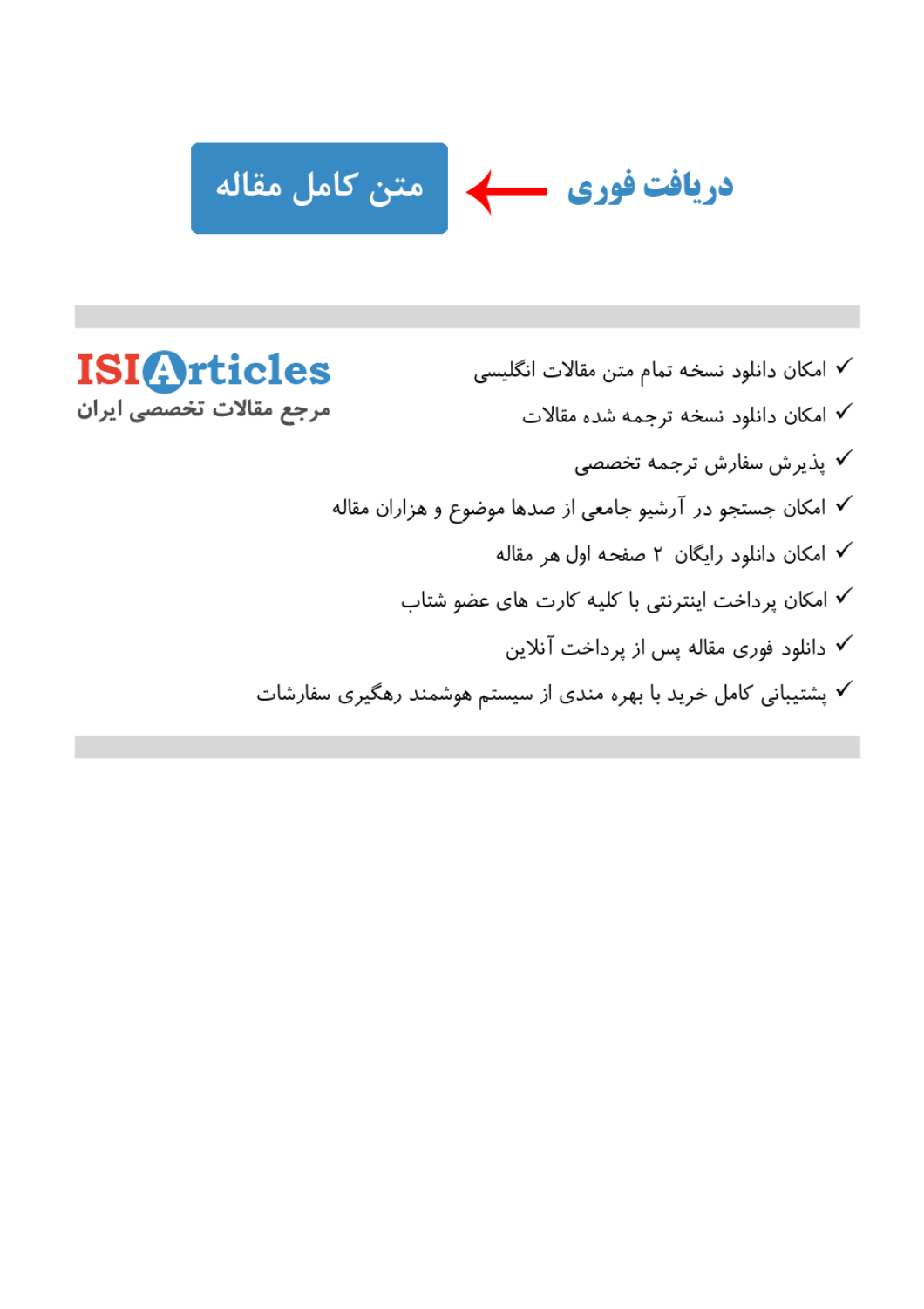دریافت فوری ← متن کامل مقاله

ISIArticles
مرجع مقالات تخصصی ایران

- ✓ امکان دانلود نسخه تمام متن مقالات انگلیسی
- ✓ امکان دانلود نسخه ترجمه شده مقالات
- ✓ پذیرش سفارش ترجمه تخصصی
- ✓ امکان جستجو در آرشیو جامعی از صدها موضوع و هزاران مقاله
- ✓ امکان دانلود رایگان ۲ صفحه اول هر مقاله
- ✓ امکان پرداخت اینترنتی با کلیه کارت های عضو شتاب
- ✓ دانلود فوری مقاله پس از پرداخت آنلاین
- ✓ پشتیبانی کامل خرید با بهره مندی از سیستم هوشمند رهگیری سفارشات